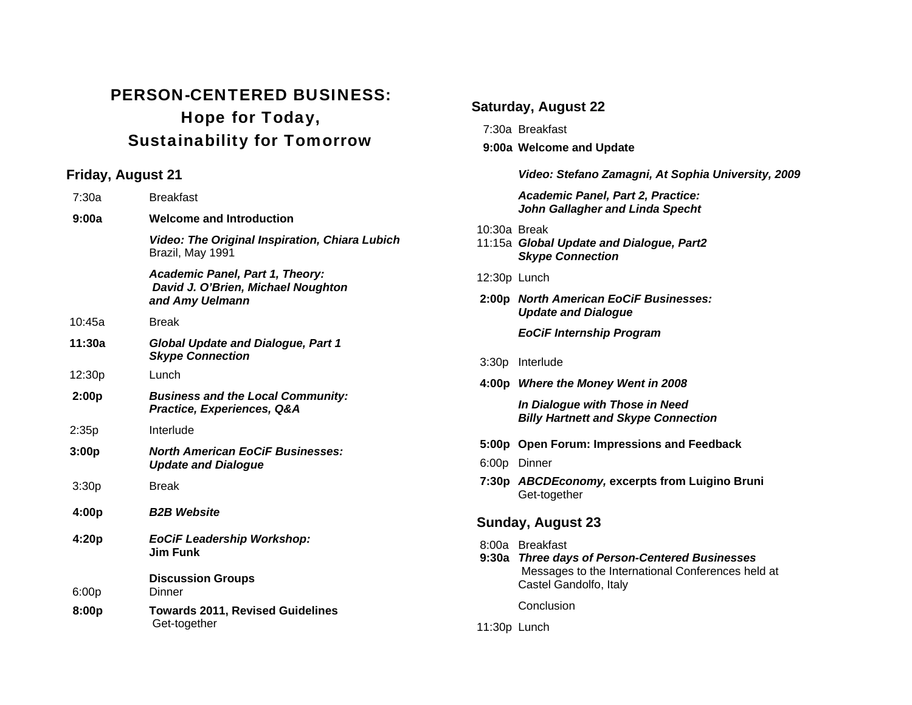# PERSON-CENTERED BUSINESS:
## Hope for Today,
## Sustainability for Tomorrow

### Friday, August 21

7:30a Breakfast

**9:00a** **Welcome and Introduction**

***Video: The Original Inspiration, Chiara Lubich***
Brazil, May 1991

***Academic Panel, Part 1, Theory:***
***David J. O'Brien, Michael Noughton and Amy Uelmann***

10:45a Break

**11:30a** ***Global Update and Dialogue, Part 1***
***Skype Connection***

12:30p Lunch

**2:00p** ***Business and the Local Community: Practice, Experiences, Q&A***

2:35p Interlude

**3:00p** ***North American EoCiF Businesses: Update and Dialogue***

3:30p Break

**4:00p** ***B2B Website***

**4:20p** ***EoCiF Leadership Workshop:***
**Jim Funk**

**Discussion Groups**

6:00p Dinner

**8:00p** **Towards 2011, Revised Guidelines**
Get-together

### Saturday, August 22

7:30a Breakfast

**9:00a** **Welcome and Update**

***Video: Stefano Zamagni, At Sophia University, 2009***

***Academic Panel, Part 2, Practice:***
***John Gallagher and Linda Specht***

10:30a Break

11:15a ***Global Update and Dialogue, Part2***
***Skype Connection***

12:30p Lunch

**2:00p** ***North American EoCiF Businesses: Update and Dialogue***

***EoCiF Internship Program***

3:30p Interlude

**4:00p** ***Where the Money Went in 2008***

***In Dialogue with Those in Need***
***Billy Hartnett and Skype Connection***

**5:00p** **Open Forum: Impressions and Feedback**

6:00p Dinner

**7:30p** ***ABCDEconomy,*** **excerpts from Luigino Bruni**
Get-together

### Sunday, August 23

8:00a Breakfast

**9:30a** ***Three days of Person-Centered Businesses***
Messages to the International Conferences held at Castel Gandolfo, Italy

Conclusion

11:30p Lunch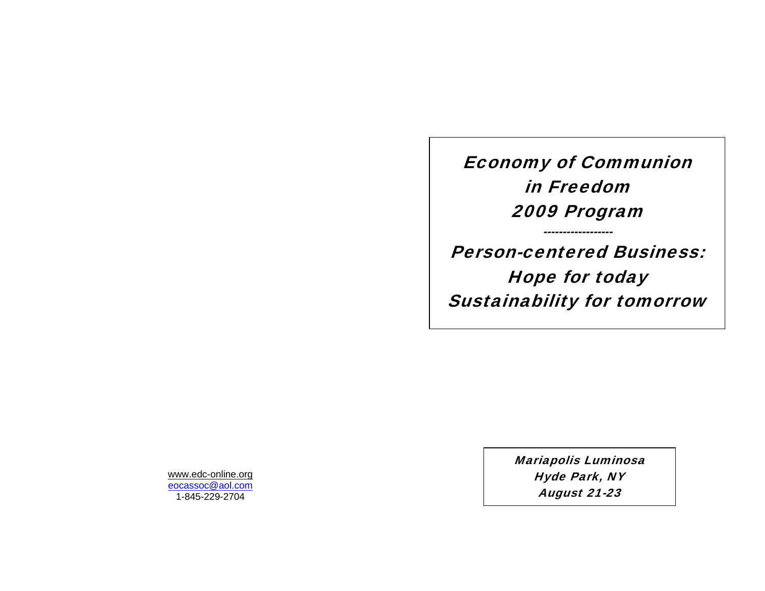# Economy of Communion in Freedom 2009 Program

------------------

## Person-centered Business: Hope for today Sustainability for tomorrow

*Mariapolis Luminosa*
*Hyde Park, NY*
*August 21-23*

www.edc-online.org
eocassoc@aol.com
1-845-229-2704